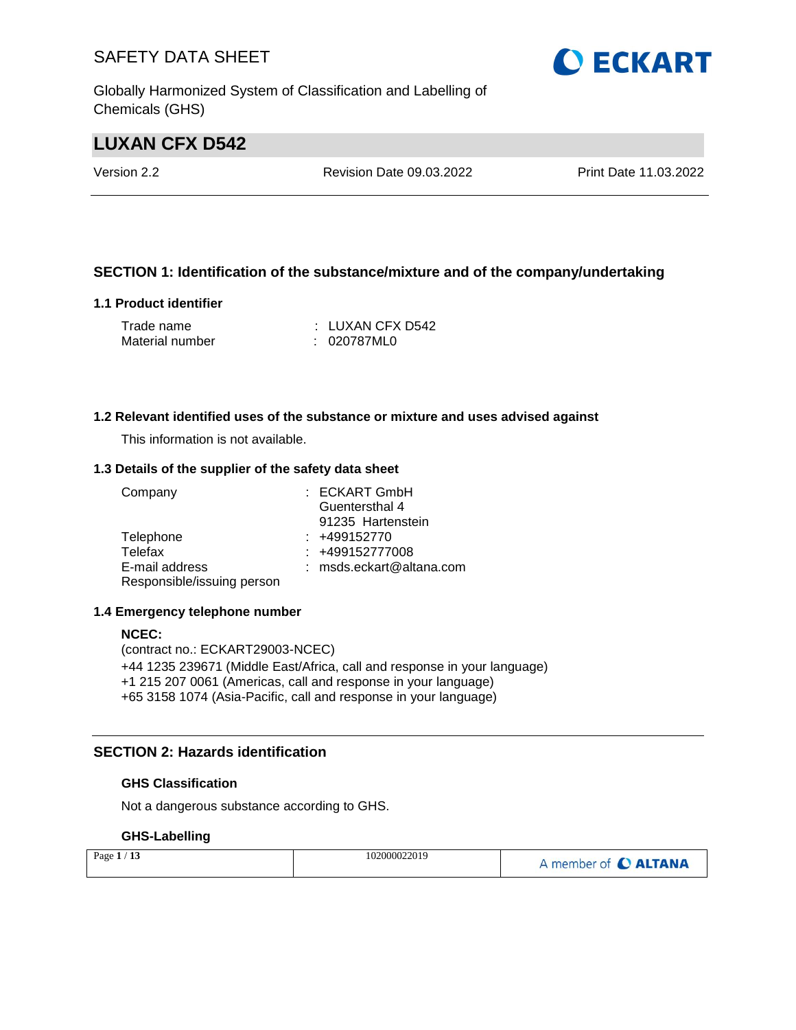# LUXAN CFX D542

Version 2.2 | Revision Date 09.03.2022 | Print Date 11.03.2022

## SECTION 1: Identification of the substance/mixture and of the company/undertaking

### 1.1 Product identifier

| | |
|---|---|
| Trade name | : LUXAN CFX D542 |
| Material number | : 020787ML0 |

### 1.2 Relevant identified uses of the substance or mixture and uses advised against

This information is not available.

### 1.3 Details of the supplier of the safety data sheet

| | |
|---|---|
| Company | : ECKART GmbH<br>Guentersthal 4<br>91235 Hartenstein |
| Telephone | : +499152770 |
| Telefax | : +499152777008 |
| E-mail address | : msds.eckart@altana.com |
| Responsible/issuing person | |

### 1.4 Emergency telephone number

**NCEC:**
(contract no.: ECKART29003-NCEC)
+44 1235 239671 (Middle East/Africa, call and response in your language)
+1 215 207 0061 (Americas, call and response in your language)
+65 3158 1074 (Asia-Pacific, call and response in your language)

## SECTION 2: Hazards identification

### GHS Classification

Not a dangerous substance according to GHS.

### GHS-Labelling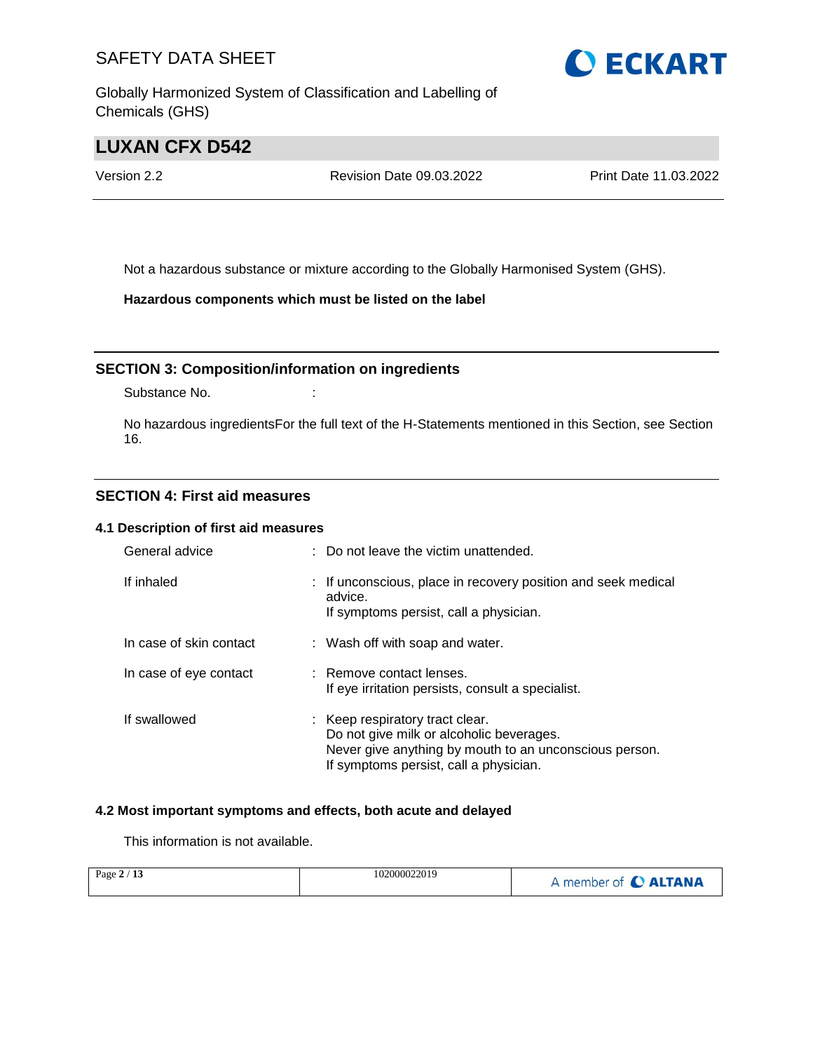Not a hazardous substance or mixture according to the Globally Harmonised System (GHS).

**Hazardous components which must be listed on the label**

## SECTION 3: Composition/information on ingredients

Substance No. :

No hazardous ingredientsFor the full text of the H-Statements mentioned in this Section, see Section 16.

## SECTION 4: First aid measures

### 4.1 Description of first aid measures

| | |
|---|---|
| General advice | : Do not leave the victim unattended. |
| If inhaled | : If unconscious, place in recovery position and seek medical advice.<br>If symptoms persist, call a physician. |
| In case of skin contact | : Wash off with soap and water. |
| In case of eye contact | : Remove contact lenses.<br>If eye irritation persists, consult a specialist. |
| If swallowed | : Keep respiratory tract clear.<br>Do not give milk or alcoholic beverages.<br>Never give anything by mouth to an unconscious person.<br>If symptoms persist, call a physician. |

### 4.2 Most important symptoms and effects, both acute and delayed

This information is not available.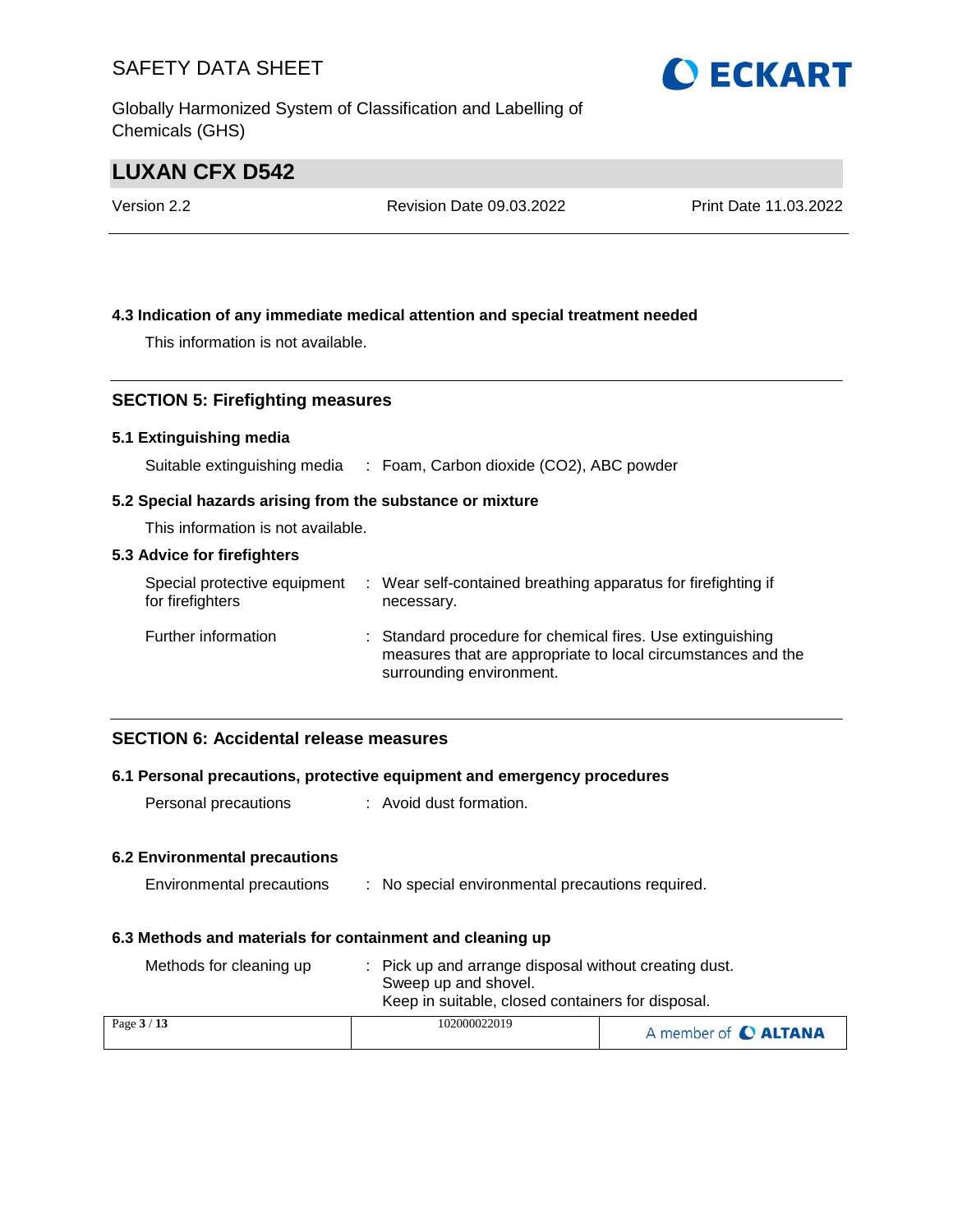### 4.3 Indication of any immediate medical attention and special treatment needed

This information is not available.

## SECTION 5: Firefighting measures

### 5.1 Extinguishing media

| | | |
|---|---|---|
| Suitable extinguishing media | : | Foam, Carbon dioxide ($CO_2$), ABC powder |

### 5.2 Special hazards arising from the substance or mixture

This information is not available.

### 5.3 Advice for firefighters

| | | |
|---|---|---|
| Special protective equipment for firefighters | : | Wear self-contained breathing apparatus for firefighting if necessary. |
| Further information | : | Standard procedure for chemical fires. Use extinguishing measures that are appropriate to local circumstances and the surrounding environment. |

## SECTION 6: Accidental release measures

### 6.1 Personal precautions, protective equipment and emergency procedures

| | | |
|---|---|---|
| Personal precautions | : | Avoid dust formation. |

### 6.2 Environmental precautions

| | | |
|---|---|---|
| Environmental precautions | : | No special environmental precautions required. |

### 6.3 Methods and materials for containment and cleaning up

| | | |
|---|---|---|
| Methods for cleaning up | : | Pick up and arrange disposal without creating dust.<br>Sweep up and shovel.<br>Keep in suitable, closed containers for disposal. |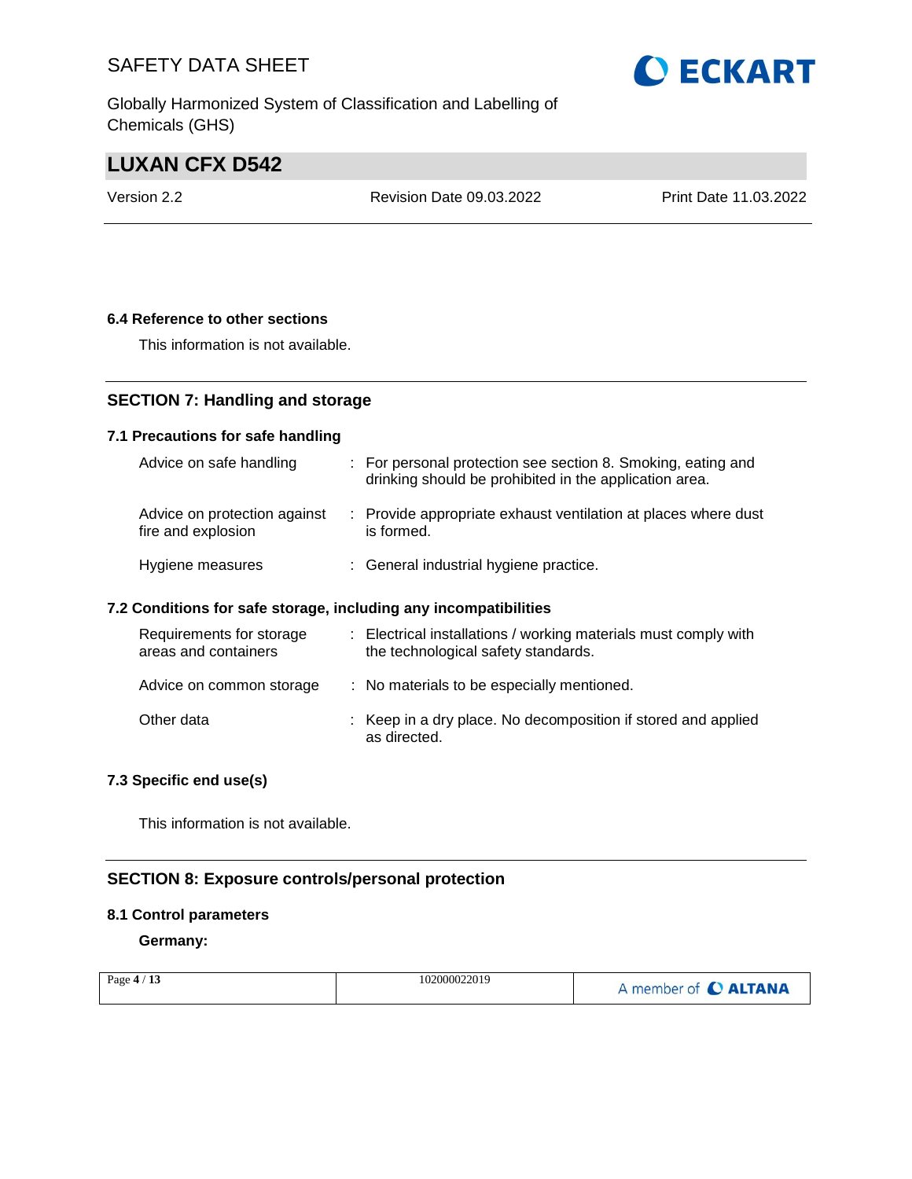### 6.4 Reference to other sections

This information is not available.

## SECTION 7: Handling and storage

### 7.1 Precautions for safe handling

| | |
|---|---|
| Advice on safe handling | : For personal protection see section 8. Smoking, eating and drinking should be prohibited in the application area. |
| Advice on protection against fire and explosion | : Provide appropriate exhaust ventilation at places where dust is formed. |
| Hygiene measures | : General industrial hygiene practice. |

### 7.2 Conditions for safe storage, including any incompatibilities

| | |
|---|---|
| Requirements for storage areas and containers | : Electrical installations / working materials must comply with the technological safety standards. |
| Advice on common storage | : No materials to be especially mentioned. |
| Other data | : Keep in a dry place. No decomposition if stored and applied as directed. |

### 7.3 Specific end use(s)

This information is not available.

## SECTION 8: Exposure controls/personal protection

### 8.1 Control parameters

**Germany:**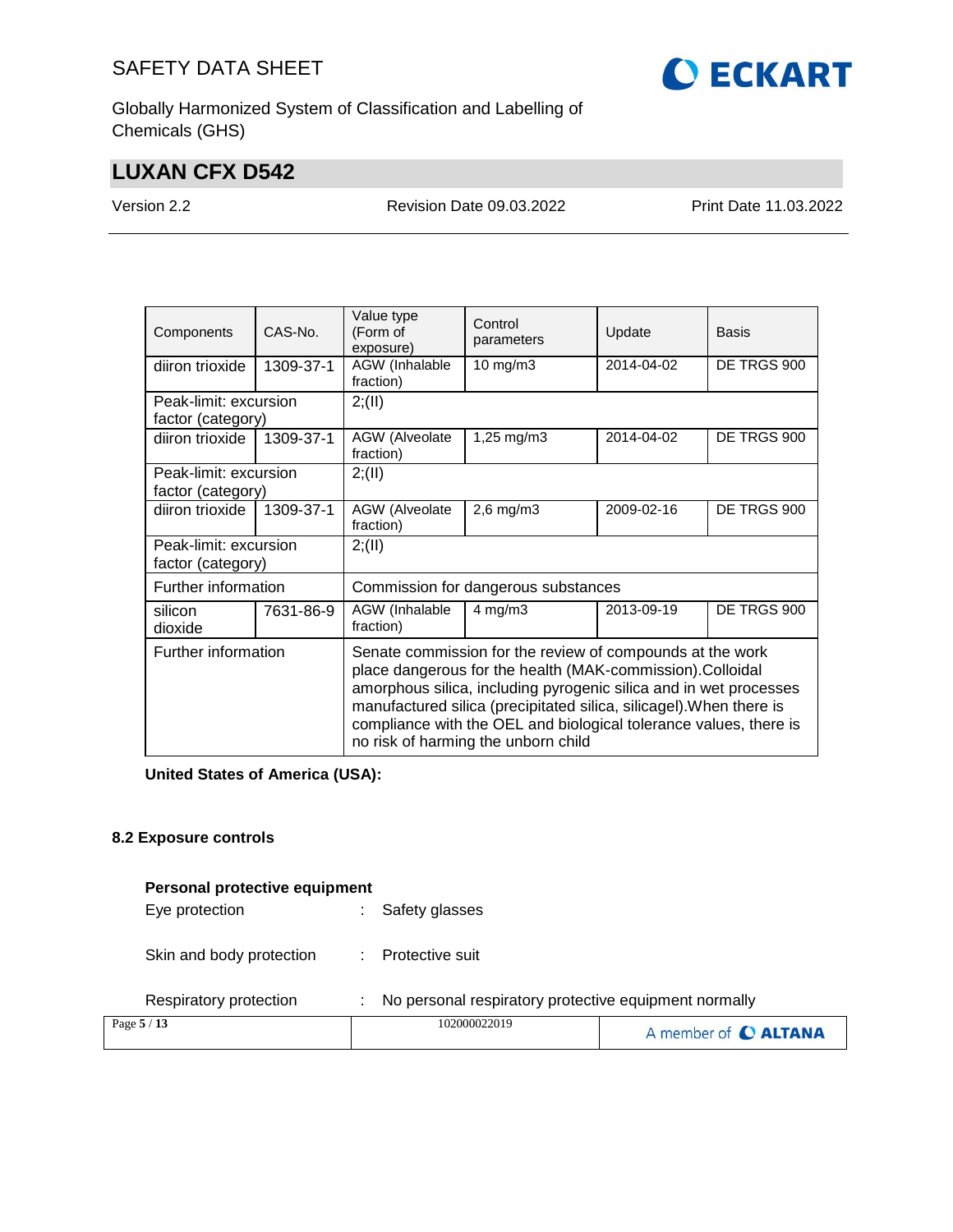| Components | CAS-No. | Value type (Form of exposure) | Control parameters | Update | Basis |
|---|---|---|---|---|---|
| diiron trioxide | 1309-37-1 | AGW (Inhalable fraction) | 10 mg/m3 | 2014-04-02 | DE TRGS 900 |
| Peak-limit: excursion factor (category) | | 2;(II) | | | |
| diiron trioxide | 1309-37-1 | AGW (Alveolate fraction) | 1,25 mg/m3 | 2014-04-02 | DE TRGS 900 |
| Peak-limit: excursion factor (category) | | 2;(II) | | | |
| diiron trioxide | 1309-37-1 | AGW (Alveolate fraction) | 2,6 mg/m3 | 2009-02-16 | DE TRGS 900 |
| Peak-limit: excursion factor (category) | | 2;(II) | | | |
| Further information | | Commission for dangerous substances | | | |
| silicon dioxide | 7631-86-9 | AGW (Inhalable fraction) | 4 mg/m3 | 2013-09-19 | DE TRGS 900 |
| Further information | | Senate commission for the review of compounds at the work place dangerous for the health (MAK-commission).Colloidal amorphous silica, including pyrogenic silica and in wet processes manufactured silica (precipitated silica, silicagel).When there is compliance with the OEL and biological tolerance values, there is no risk of harming the unborn child | | | |

**United States of America (USA):**

### 8.2 Exposure controls

**Personal protective equipment**

Eye protection : Safety glasses

Skin and body protection : Protective suit

Respiratory protection : No personal respiratory protective equipment normally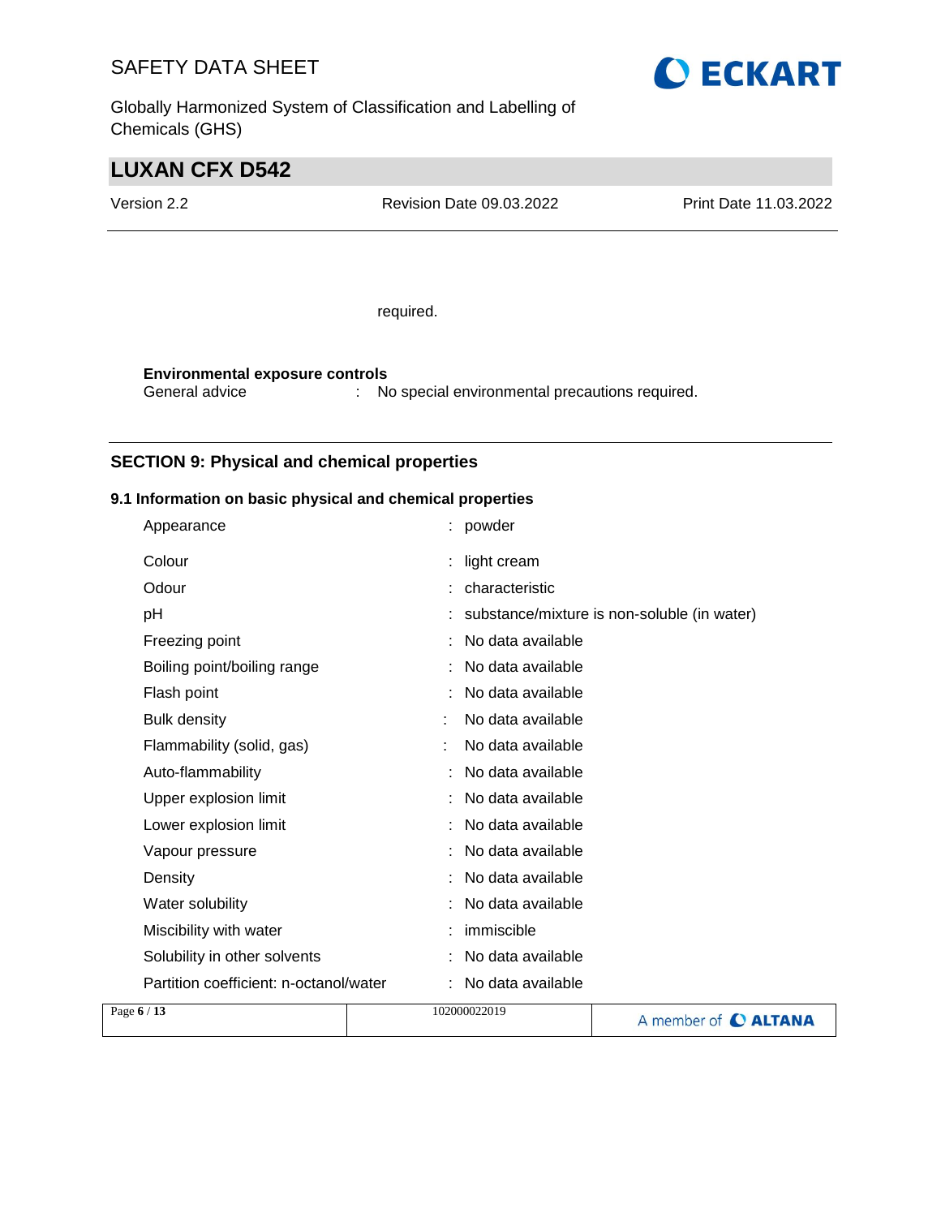required.

**Environmental exposure controls**

General advice : No special environmental precautions required.

## SECTION 9: Physical and chemical properties

### 9.1 Information on basic physical and chemical properties

| Property | | Value |
|---|---|---|
| Appearance | : | powder |
| Colour | : | light cream |
| Odour | : | characteristic |
| pH | : | substance/mixture is non-soluble (in water) |
| Freezing point | : | No data available |
| Boiling point/boiling range | : | No data available |
| Flash point | : | No data available |
| Bulk density | : | No data available |
| Flammability (solid, gas) | : | No data available |
| Auto-flammability | : | No data available |
| Upper explosion limit | : | No data available |
| Lower explosion limit | : | No data available |
| Vapour pressure | : | No data available |
| Density | : | No data available |
| Water solubility | : | No data available |
| Miscibility with water | : | immiscible |
| Solubility in other solvents | : | No data available |
| Partition coefficient: n-octanol/water | : | No data available |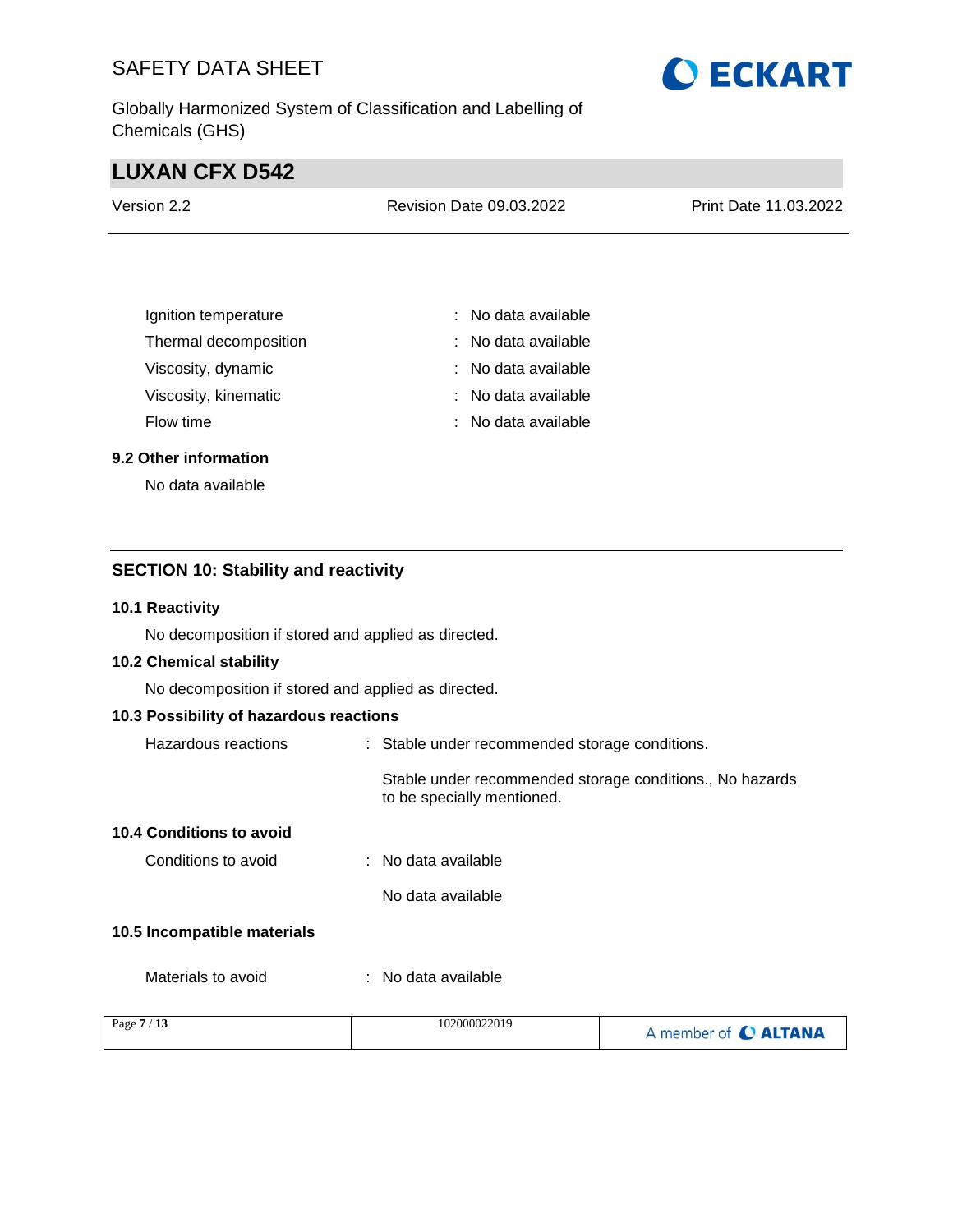| | | |
|---|---|---|
| Ignition temperature | : | No data available |
| Thermal decomposition | : | No data available |
| Viscosity, dynamic | : | No data available |
| Viscosity, kinematic | : | No data available |
| Flow time | : | No data available |

### 9.2 Other information

No data available

## SECTION 10: Stability and reactivity

### 10.1 Reactivity

No decomposition if stored and applied as directed.

### 10.2 Chemical stability

No decomposition if stored and applied as directed.

### 10.3 Possibility of hazardous reactions

Hazardous reactions : Stable under recommended storage conditions.

Stable under recommended storage conditions., No hazards to be specially mentioned.

### 10.4 Conditions to avoid

Conditions to avoid : No data available

No data available

### 10.5 Incompatible materials

Materials to avoid : No data available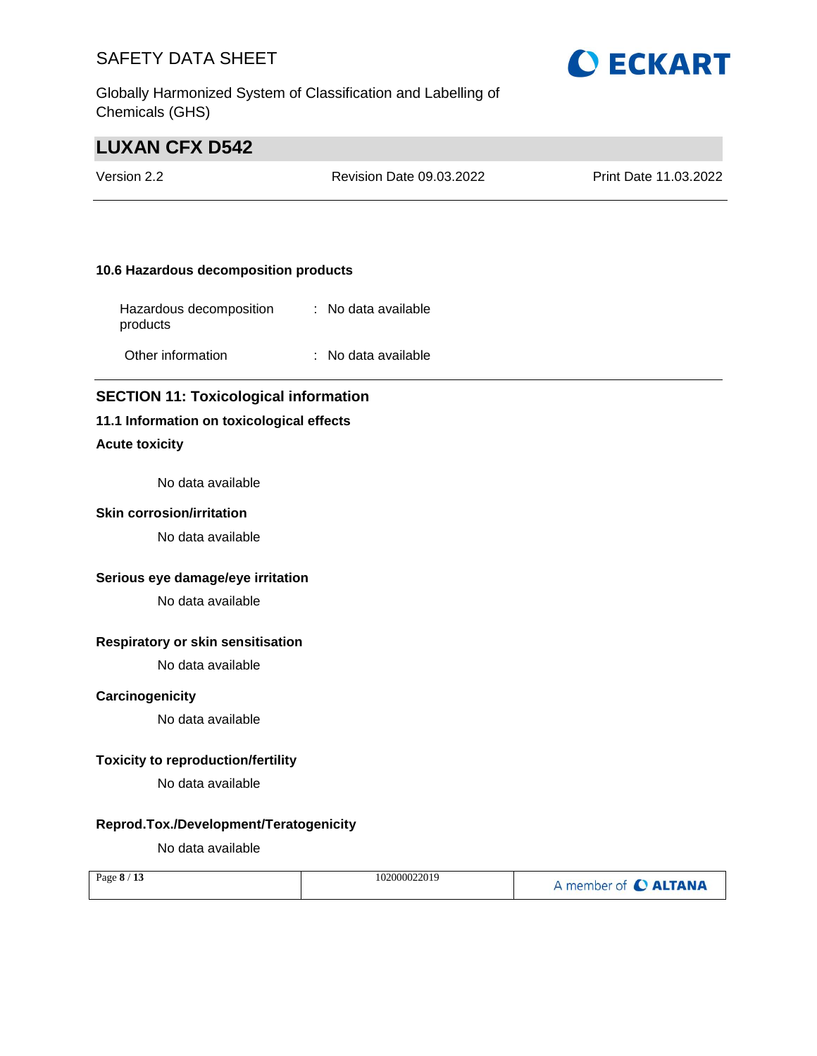### 10.6 Hazardous decomposition products

| | | |
|---|---|---|
| Hazardous decomposition products | : | No data available |
| Other information | : | No data available |

## SECTION 11: Toxicological information

### 11.1 Information on toxicological effects

**Acute toxicity**

No data available

**Skin corrosion/irritation**

No data available

**Serious eye damage/eye irritation**

No data available

**Respiratory or skin sensitisation**

No data available

**Carcinogenicity**

No data available

**Toxicity to reproduction/fertility**

No data available

**Reprod.Tox./Development/Teratogenicity**

No data available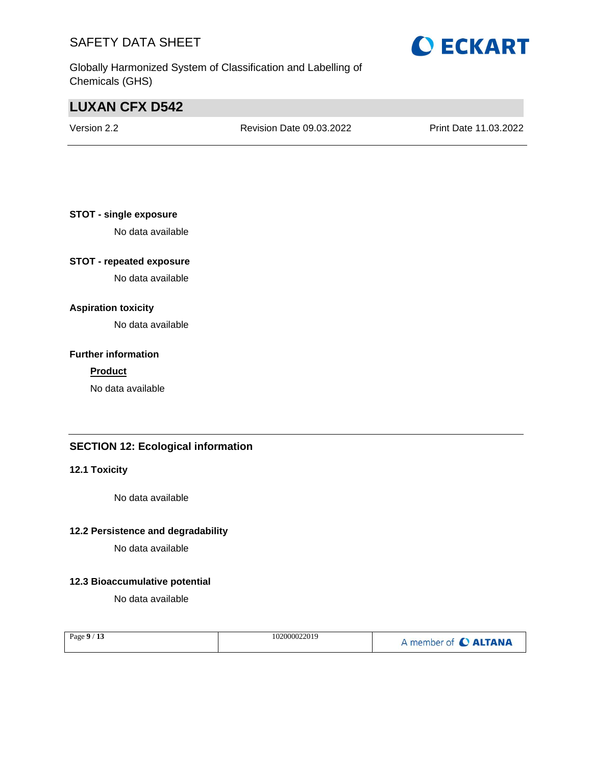**STOT - single exposure**

No data available

**STOT - repeated exposure**

No data available

**Aspiration toxicity**

No data available

**Further information**

**Product**

No data available

## SECTION 12: Ecological information

### 12.1 Toxicity

No data available

### 12.2 Persistence and degradability

No data available

### 12.3 Bioaccumulative potential

No data available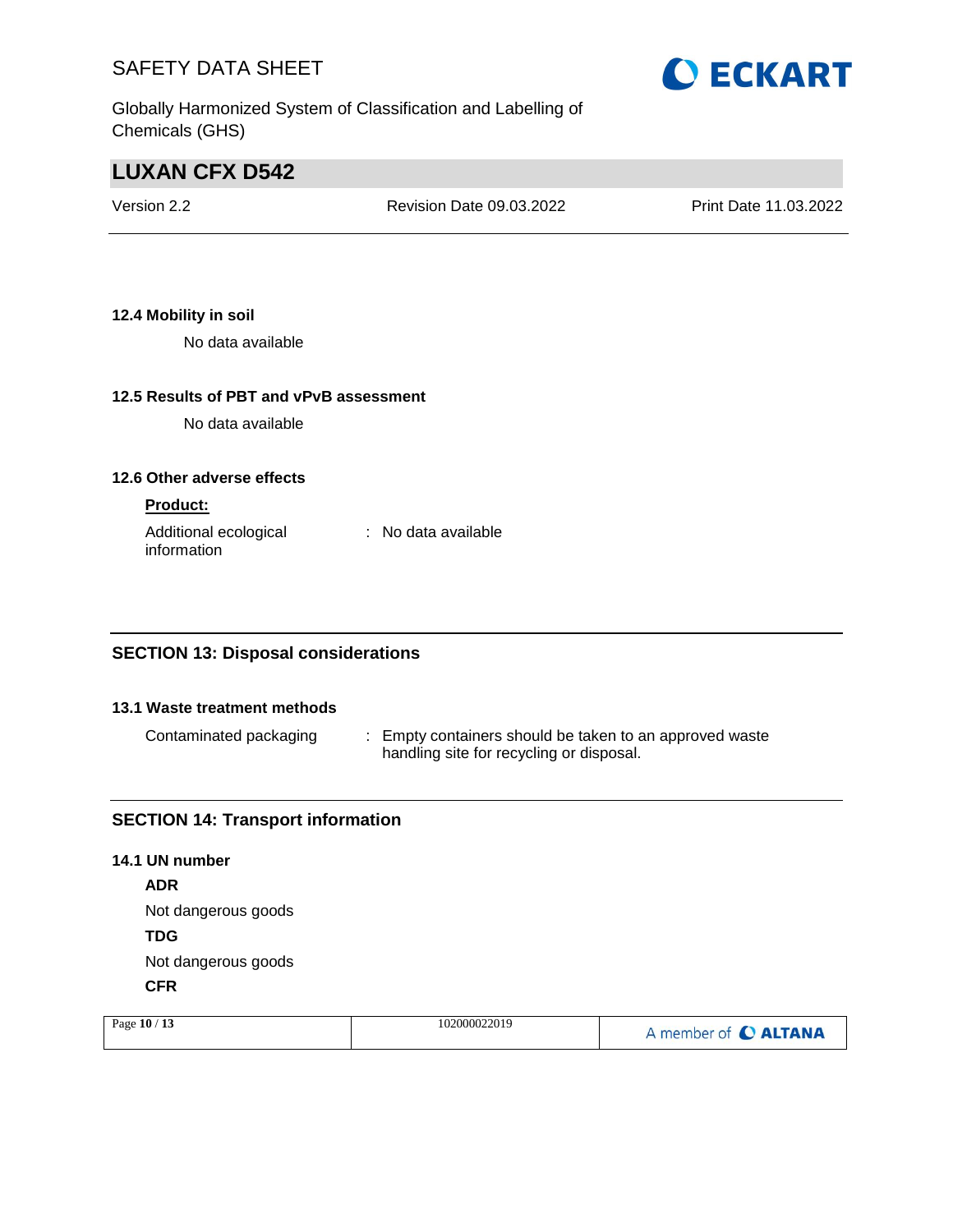### 12.4 Mobility in soil

No data available

### 12.5 Results of PBT and vPvB assessment

No data available

### 12.6 Other adverse effects

**Product:**

Additional ecological information : No data available

## SECTION 13: Disposal considerations

### 13.1 Waste treatment methods

Contaminated packaging : Empty containers should be taken to an approved waste handling site for recycling or disposal.

## SECTION 14: Transport information

### 14.1 UN number

**ADR**

Not dangerous goods

**TDG**

Not dangerous goods

**CFR**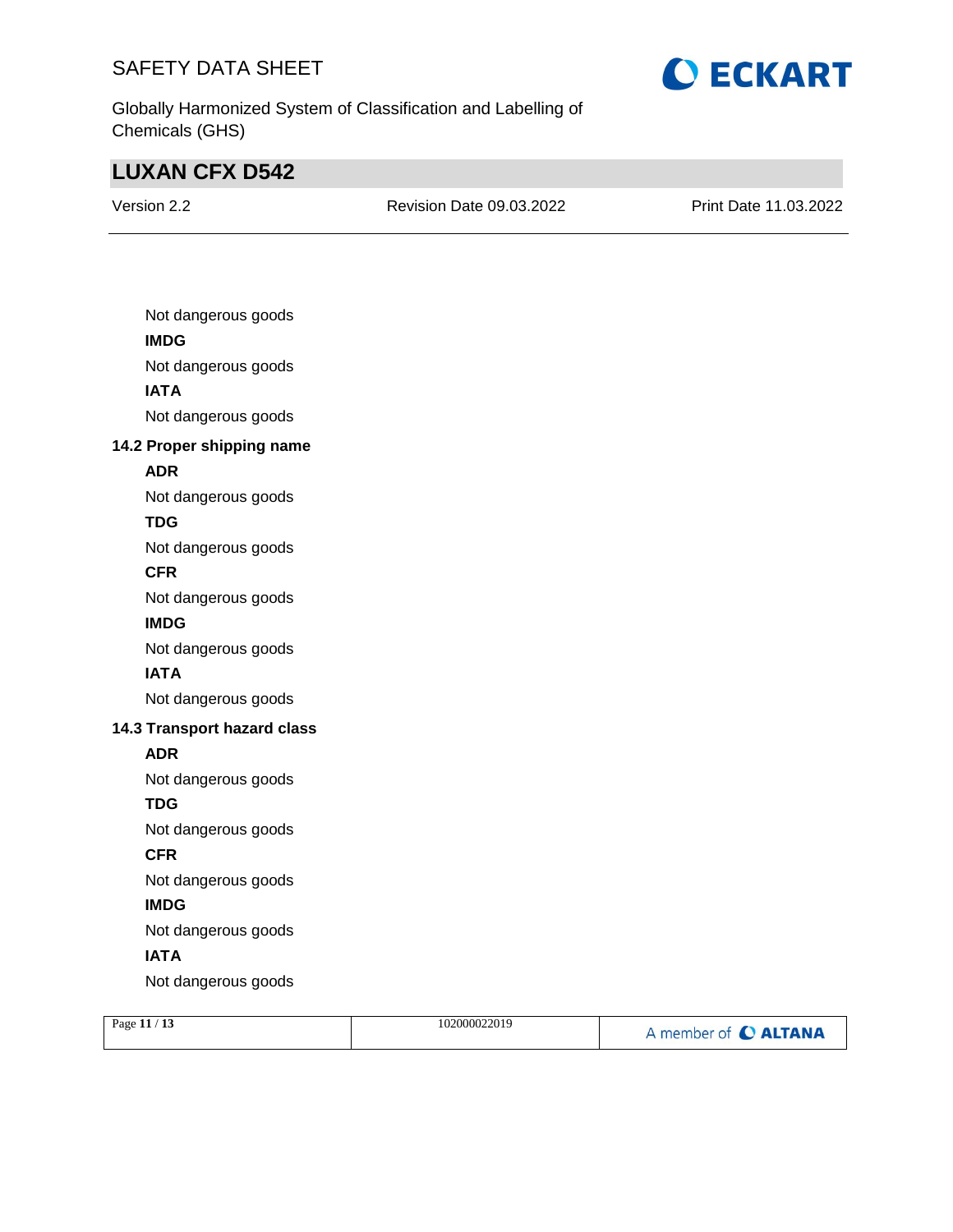Not dangerous goods

**IMDG**

Not dangerous goods

**IATA**

Not dangerous goods

### 14.2 Proper shipping name

**ADR**

Not dangerous goods

**TDG**

Not dangerous goods

**CFR**

Not dangerous goods

**IMDG**

Not dangerous goods

**IATA**

Not dangerous goods

### 14.3 Transport hazard class

**ADR**

Not dangerous goods

**TDG**

Not dangerous goods

**CFR**

Not dangerous goods

**IMDG**

Not dangerous goods

**IATA**

Not dangerous goods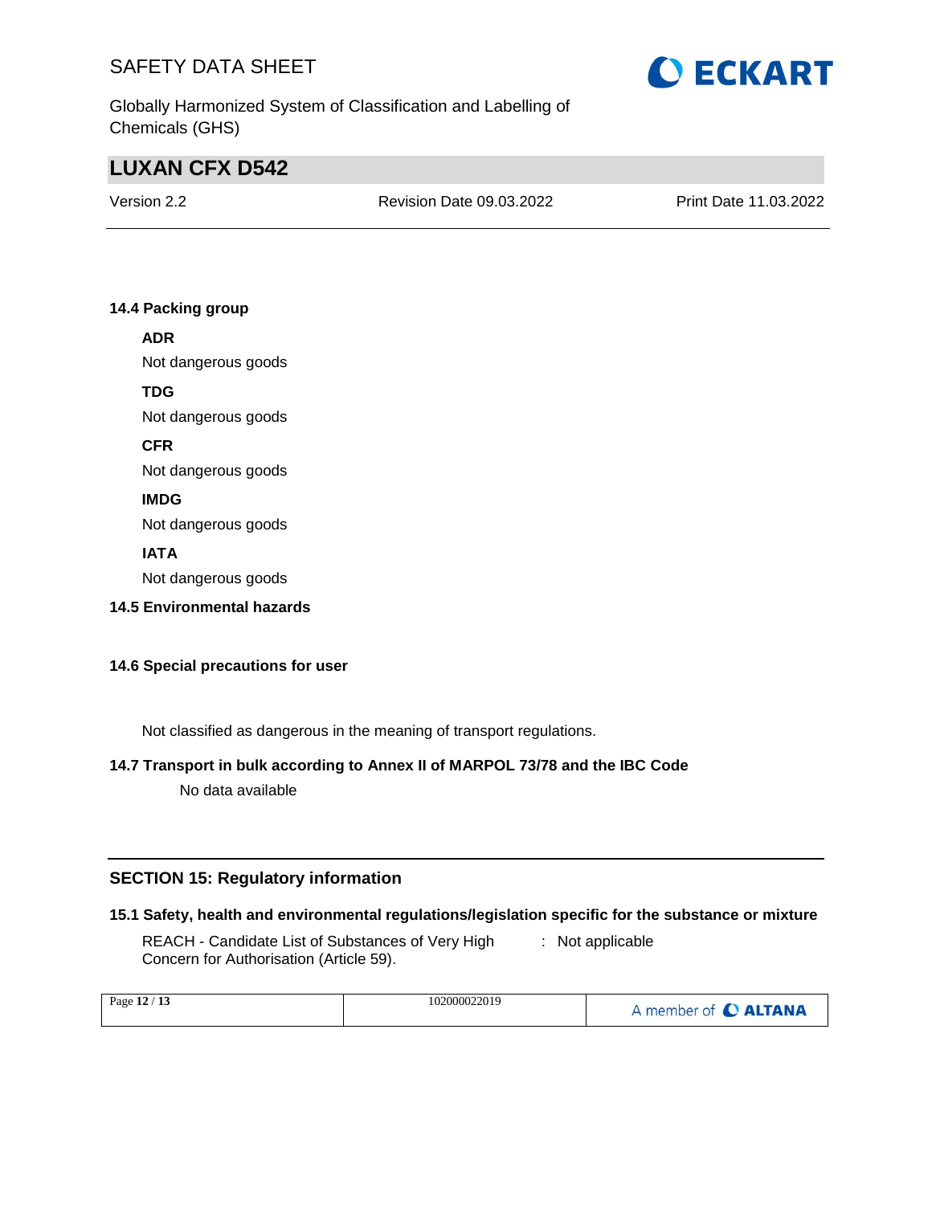### 14.4 Packing group

**ADR**

Not dangerous goods

**TDG**

Not dangerous goods

**CFR**

Not dangerous goods

**IMDG**

Not dangerous goods

**IATA**

Not dangerous goods

### 14.5 Environmental hazards

### 14.6 Special precautions for user

Not classified as dangerous in the meaning of transport regulations.

### 14.7 Transport in bulk according to Annex II of MARPOL 73/78 and the IBC Code

No data available

## SECTION 15: Regulatory information

### 15.1 Safety, health and environmental regulations/legislation specific for the substance or mixture

REACH - Candidate List of Substances of Very High Concern for Authorisation (Article 59). : Not applicable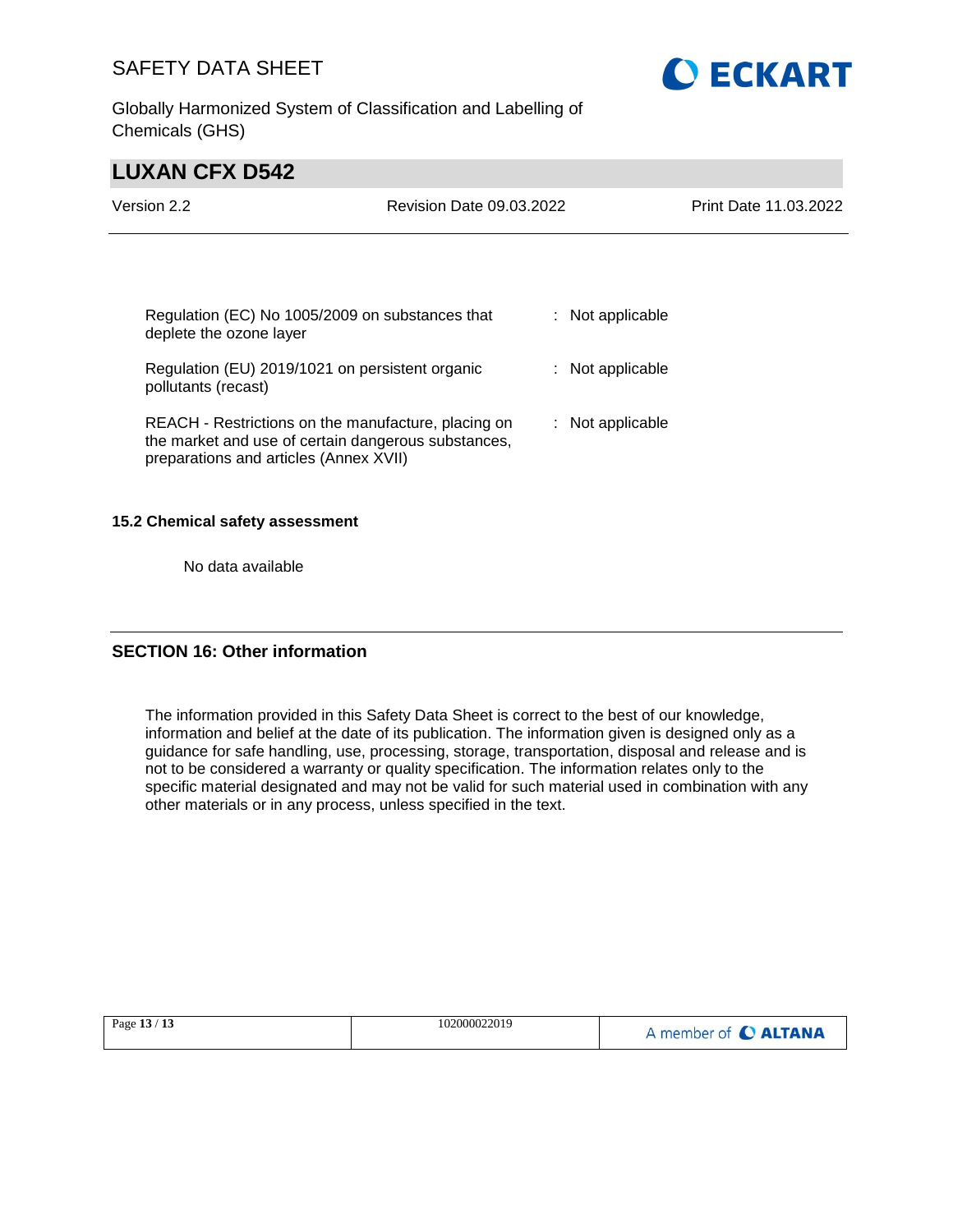| | |
|---|---|
| Regulation (EC) No 1005/2009 on substances that deplete the ozone layer | : Not applicable |
| Regulation (EU) 2019/1021 on persistent organic pollutants (recast) | : Not applicable |
| REACH - Restrictions on the manufacture, placing on the market and use of certain dangerous substances, preparations and articles (Annex XVII) | : Not applicable |

**15.2 Chemical safety assessment**

No data available

## SECTION 16: Other information

The information provided in this Safety Data Sheet is correct to the best of our knowledge, information and belief at the date of its publication. The information given is designed only as a guidance for safe handling, use, processing, storage, transportation, disposal and release and is not to be considered a warranty or quality specification. The information relates only to the specific material designated and may not be valid for such material used in combination with any other materials or in any process, unless specified in the text.